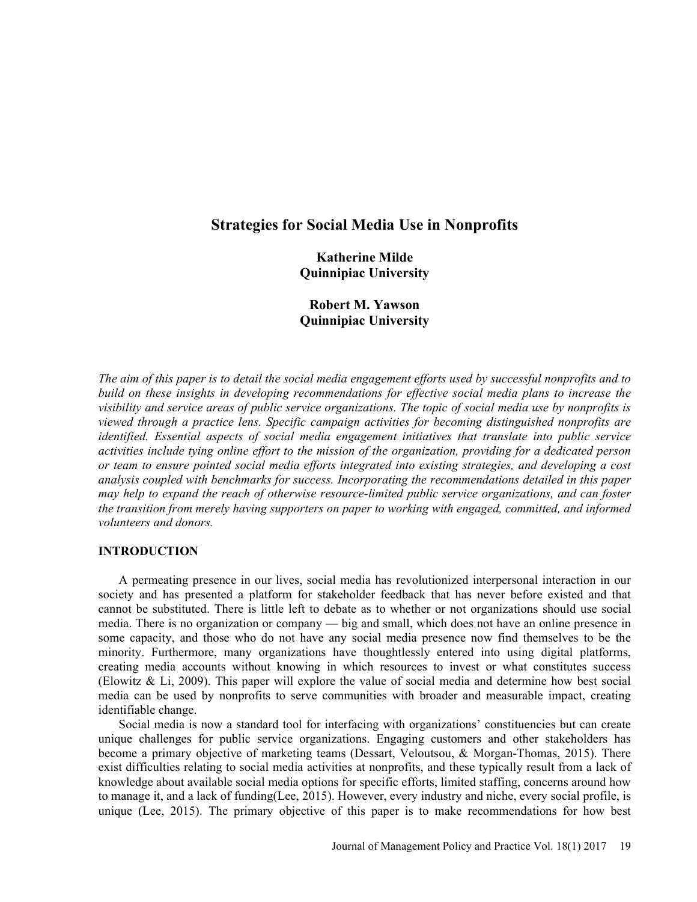# Strategies for Social Media Use in Nonprofits

**Katherine Milde**
**Quinnipiac University**

**Robert M. Yawson**
**Quinnipiac University**

*The aim of this paper is to detail the social media engagement efforts used by successful nonprofits and to build on these insights in developing recommendations for effective social media plans to increase the visibility and service areas of public service organizations. The topic of social media use by nonprofits is viewed through a practice lens. Specific campaign activities for becoming distinguished nonprofits are identified. Essential aspects of social media engagement initiatives that translate into public service activities include tying online effort to the mission of the organization, providing for a dedicated person or team to ensure pointed social media efforts integrated into existing strategies, and developing a cost analysis coupled with benchmarks for success. Incorporating the recommendations detailed in this paper may help to expand the reach of otherwise resource-limited public service organizations, and can foster the transition from merely having supporters on paper to working with engaged, committed, and informed volunteers and donors.*

## INTRODUCTION

A permeating presence in our lives, social media has revolutionized interpersonal interaction in our society and has presented a platform for stakeholder feedback that has never before existed and that cannot be substituted. There is little left to debate as to whether or not organizations should use social media. There is no organization or company — big and small, which does not have an online presence in some capacity, and those who do not have any social media presence now find themselves to be the minority. Furthermore, many organizations have thoughtlessly entered into using digital platforms, creating media accounts without knowing in which resources to invest or what constitutes success (Elowitz & Li, 2009). This paper will explore the value of social media and determine how best social media can be used by nonprofits to serve communities with broader and measurable impact, creating identifiable change.

Social media is now a standard tool for interfacing with organizations' constituencies but can create unique challenges for public service organizations. Engaging customers and other stakeholders has become a primary objective of marketing teams (Dessart, Veloutsou, & Morgan-Thomas, 2015). There exist difficulties relating to social media activities at nonprofits, and these typically result from a lack of knowledge about available social media options for specific efforts, limited staffing, concerns around how to manage it, and a lack of funding(Lee, 2015). However, every industry and niche, every social profile, is unique (Lee, 2015). The primary objective of this paper is to make recommendations for how best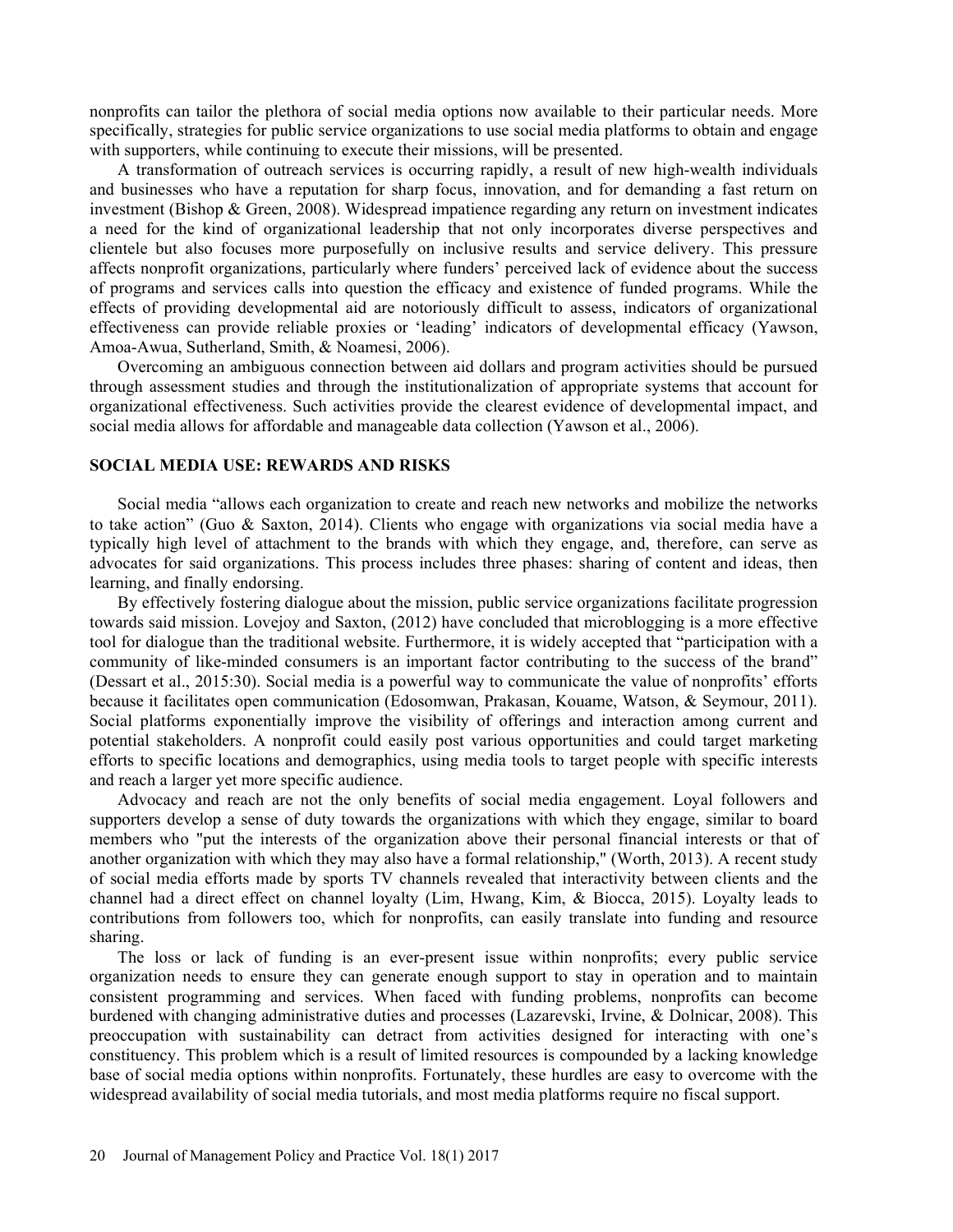nonprofits can tailor the plethora of social media options now available to their particular needs. More specifically, strategies for public service organizations to use social media platforms to obtain and engage with supporters, while continuing to execute their missions, will be presented.

A transformation of outreach services is occurring rapidly, a result of new high-wealth individuals and businesses who have a reputation for sharp focus, innovation, and for demanding a fast return on investment (Bishop & Green, 2008). Widespread impatience regarding any return on investment indicates a need for the kind of organizational leadership that not only incorporates diverse perspectives and clientele but also focuses more purposefully on inclusive results and service delivery. This pressure affects nonprofit organizations, particularly where funders' perceived lack of evidence about the success of programs and services calls into question the efficacy and existence of funded programs. While the effects of providing developmental aid are notoriously difficult to assess, indicators of organizational effectiveness can provide reliable proxies or 'leading' indicators of developmental efficacy (Yawson, Amoa-Awua, Sutherland, Smith, & Noamesi, 2006).

Overcoming an ambiguous connection between aid dollars and program activities should be pursued through assessment studies and through the institutionalization of appropriate systems that account for organizational effectiveness. Such activities provide the clearest evidence of developmental impact, and social media allows for affordable and manageable data collection (Yawson et al., 2006).

## SOCIAL MEDIA USE: REWARDS AND RISKS

Social media "allows each organization to create and reach new networks and mobilize the networks to take action" (Guo & Saxton, 2014). Clients who engage with organizations via social media have a typically high level of attachment to the brands with which they engage, and, therefore, can serve as advocates for said organizations. This process includes three phases: sharing of content and ideas, then learning, and finally endorsing.

By effectively fostering dialogue about the mission, public service organizations facilitate progression towards said mission. Lovejoy and Saxton, (2012) have concluded that microblogging is a more effective tool for dialogue than the traditional website. Furthermore, it is widely accepted that "participation with a community of like-minded consumers is an important factor contributing to the success of the brand" (Dessart et al., 2015:30). Social media is a powerful way to communicate the value of nonprofits' efforts because it facilitates open communication (Edosomwan, Prakasan, Kouame, Watson, & Seymour, 2011). Social platforms exponentially improve the visibility of offerings and interaction among current and potential stakeholders. A nonprofit could easily post various opportunities and could target marketing efforts to specific locations and demographics, using media tools to target people with specific interests and reach a larger yet more specific audience.

Advocacy and reach are not the only benefits of social media engagement. Loyal followers and supporters develop a sense of duty towards the organizations with which they engage, similar to board members who "put the interests of the organization above their personal financial interests or that of another organization with which they may also have a formal relationship," (Worth, 2013). A recent study of social media efforts made by sports TV channels revealed that interactivity between clients and the channel had a direct effect on channel loyalty (Lim, Hwang, Kim, & Biocca, 2015). Loyalty leads to contributions from followers too, which for nonprofits, can easily translate into funding and resource sharing.

The loss or lack of funding is an ever-present issue within nonprofits; every public service organization needs to ensure they can generate enough support to stay in operation and to maintain consistent programming and services. When faced with funding problems, nonprofits can become burdened with changing administrative duties and processes (Lazarevski, Irvine, & Dolnicar, 2008). This preoccupation with sustainability can detract from activities designed for interacting with one's constituency. This problem which is a result of limited resources is compounded by a lacking knowledge base of social media options within nonprofits. Fortunately, these hurdles are easy to overcome with the widespread availability of social media tutorials, and most media platforms require no fiscal support.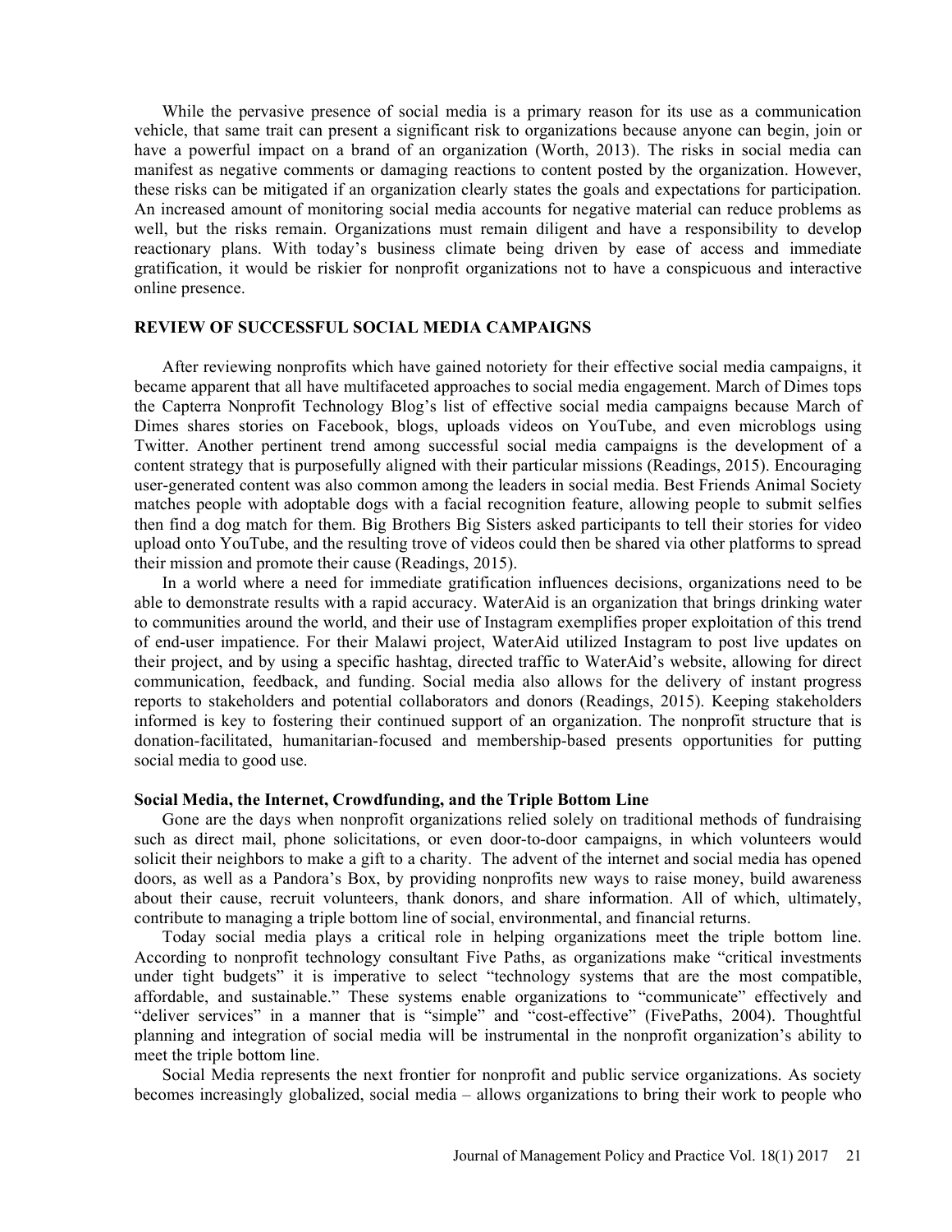While the pervasive presence of social media is a primary reason for its use as a communication vehicle, that same trait can present a significant risk to organizations because anyone can begin, join or have a powerful impact on a brand of an organization (Worth, 2013). The risks in social media can manifest as negative comments or damaging reactions to content posted by the organization. However, these risks can be mitigated if an organization clearly states the goals and expectations for participation. An increased amount of monitoring social media accounts for negative material can reduce problems as well, but the risks remain. Organizations must remain diligent and have a responsibility to develop reactionary plans. With today's business climate being driven by ease of access and immediate gratification, it would be riskier for nonprofit organizations not to have a conspicuous and interactive online presence.

## REVIEW OF SUCCESSFUL SOCIAL MEDIA CAMPAIGNS

After reviewing nonprofits which have gained notoriety for their effective social media campaigns, it became apparent that all have multifaceted approaches to social media engagement. March of Dimes tops the Capterra Nonprofit Technology Blog's list of effective social media campaigns because March of Dimes shares stories on Facebook, blogs, uploads videos on YouTube, and even microblogs using Twitter. Another pertinent trend among successful social media campaigns is the development of a content strategy that is purposefully aligned with their particular missions (Readings, 2015). Encouraging user-generated content was also common among the leaders in social media. Best Friends Animal Society matches people with adoptable dogs with a facial recognition feature, allowing people to submit selfies then find a dog match for them. Big Brothers Big Sisters asked participants to tell their stories for video upload onto YouTube, and the resulting trove of videos could then be shared via other platforms to spread their mission and promote their cause (Readings, 2015).

In a world where a need for immediate gratification influences decisions, organizations need to be able to demonstrate results with a rapid accuracy. WaterAid is an organization that brings drinking water to communities around the world, and their use of Instagram exemplifies proper exploitation of this trend of end-user impatience. For their Malawi project, WaterAid utilized Instagram to post live updates on their project, and by using a specific hashtag, directed traffic to WaterAid's website, allowing for direct communication, feedback, and funding. Social media also allows for the delivery of instant progress reports to stakeholders and potential collaborators and donors (Readings, 2015). Keeping stakeholders informed is key to fostering their continued support of an organization. The nonprofit structure that is donation-facilitated, humanitarian-focused and membership-based presents opportunities for putting social media to good use.

### Social Media, the Internet, Crowdfunding, and the Triple Bottom Line

Gone are the days when nonprofit organizations relied solely on traditional methods of fundraising such as direct mail, phone solicitations, or even door-to-door campaigns, in which volunteers would solicit their neighbors to make a gift to a charity. The advent of the internet and social media has opened doors, as well as a Pandora's Box, by providing nonprofits new ways to raise money, build awareness about their cause, recruit volunteers, thank donors, and share information. All of which, ultimately, contribute to managing a triple bottom line of social, environmental, and financial returns.

Today social media plays a critical role in helping organizations meet the triple bottom line. According to nonprofit technology consultant Five Paths, as organizations make "critical investments under tight budgets" it is imperative to select "technology systems that are the most compatible, affordable, and sustainable." These systems enable organizations to "communicate" effectively and "deliver services" in a manner that is "simple" and "cost-effective" (FivePaths, 2004). Thoughtful planning and integration of social media will be instrumental in the nonprofit organization's ability to meet the triple bottom line.

Social Media represents the next frontier for nonprofit and public service organizations. As society becomes increasingly globalized, social media – allows organizations to bring their work to people who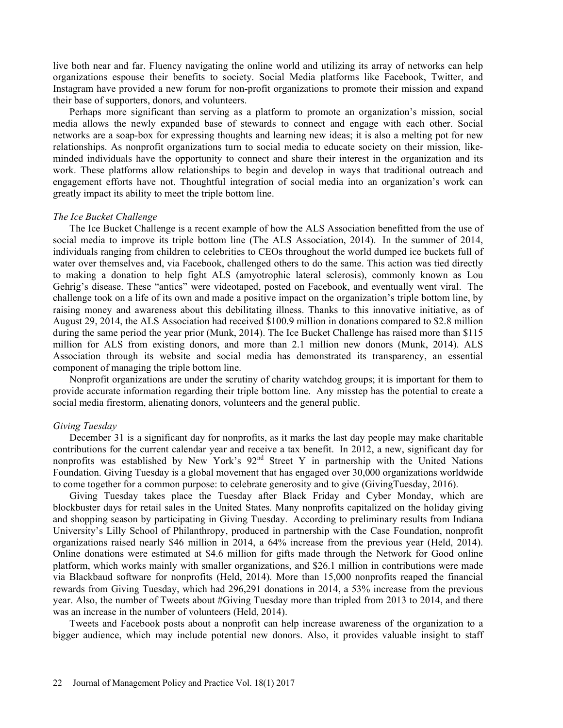live both near and far. Fluency navigating the online world and utilizing its array of networks can help organizations espouse their benefits to society. Social Media platforms like Facebook, Twitter, and Instagram have provided a new forum for non-profit organizations to promote their mission and expand their base of supporters, donors, and volunteers.

Perhaps more significant than serving as a platform to promote an organization's mission, social media allows the newly expanded base of stewards to connect and engage with each other. Social networks are a soap-box for expressing thoughts and learning new ideas; it is also a melting pot for new relationships. As nonprofit organizations turn to social media to educate society on their mission, like-minded individuals have the opportunity to connect and share their interest in the organization and its work. These platforms allow relationships to begin and develop in ways that traditional outreach and engagement efforts have not. Thoughtful integration of social media into an organization's work can greatly impact its ability to meet the triple bottom line.

*The Ice Bucket Challenge*

The Ice Bucket Challenge is a recent example of how the ALS Association benefitted from the use of social media to improve its triple bottom line (The ALS Association, 2014). In the summer of 2014, individuals ranging from children to celebrities to CEOs throughout the world dumped ice buckets full of water over themselves and, via Facebook, challenged others to do the same. This action was tied directly to making a donation to help fight ALS (amyotrophic lateral sclerosis), commonly known as Lou Gehrig's disease. These "antics" were videotaped, posted on Facebook, and eventually went viral. The challenge took on a life of its own and made a positive impact on the organization's triple bottom line, by raising money and awareness about this debilitating illness. Thanks to this innovative initiative, as of August 29, 2014, the ALS Association had received \$100.9 million in donations compared to \$2.8 million during the same period the year prior (Munk, 2014). The Ice Bucket Challenge has raised more than \$115 million for ALS from existing donors, and more than 2.1 million new donors (Munk, 2014). ALS Association through its website and social media has demonstrated its transparency, an essential component of managing the triple bottom line.

Nonprofit organizations are under the scrutiny of charity watchdog groups; it is important for them to provide accurate information regarding their triple bottom line. Any misstep has the potential to create a social media firestorm, alienating donors, volunteers and the general public.

*Giving Tuesday*

December 31 is a significant day for nonprofits, as it marks the last day people may make charitable contributions for the current calendar year and receive a tax benefit. In 2012, a new, significant day for nonprofits was established by New York's 92nd Street Y in partnership with the United Nations Foundation. Giving Tuesday is a global movement that has engaged over 30,000 organizations worldwide to come together for a common purpose: to celebrate generosity and to give (GivingTuesday, 2016).

Giving Tuesday takes place the Tuesday after Black Friday and Cyber Monday, which are blockbuster days for retail sales in the United States. Many nonprofits capitalized on the holiday giving and shopping season by participating in Giving Tuesday. According to preliminary results from Indiana University's Lilly School of Philanthropy, produced in partnership with the Case Foundation, nonprofit organizations raised nearly \$46 million in 2014, a 64% increase from the previous year (Held, 2014). Online donations were estimated at \$4.6 million for gifts made through the Network for Good online platform, which works mainly with smaller organizations, and \$26.1 million in contributions were made via Blackbaud software for nonprofits (Held, 2014). More than 15,000 nonprofits reaped the financial rewards from Giving Tuesday, which had 296,291 donations in 2014, a 53% increase from the previous year. Also, the number of Tweets about #Giving Tuesday more than tripled from 2013 to 2014, and there was an increase in the number of volunteers (Held, 2014).

Tweets and Facebook posts about a nonprofit can help increase awareness of the organization to a bigger audience, which may include potential new donors. Also, it provides valuable insight to staff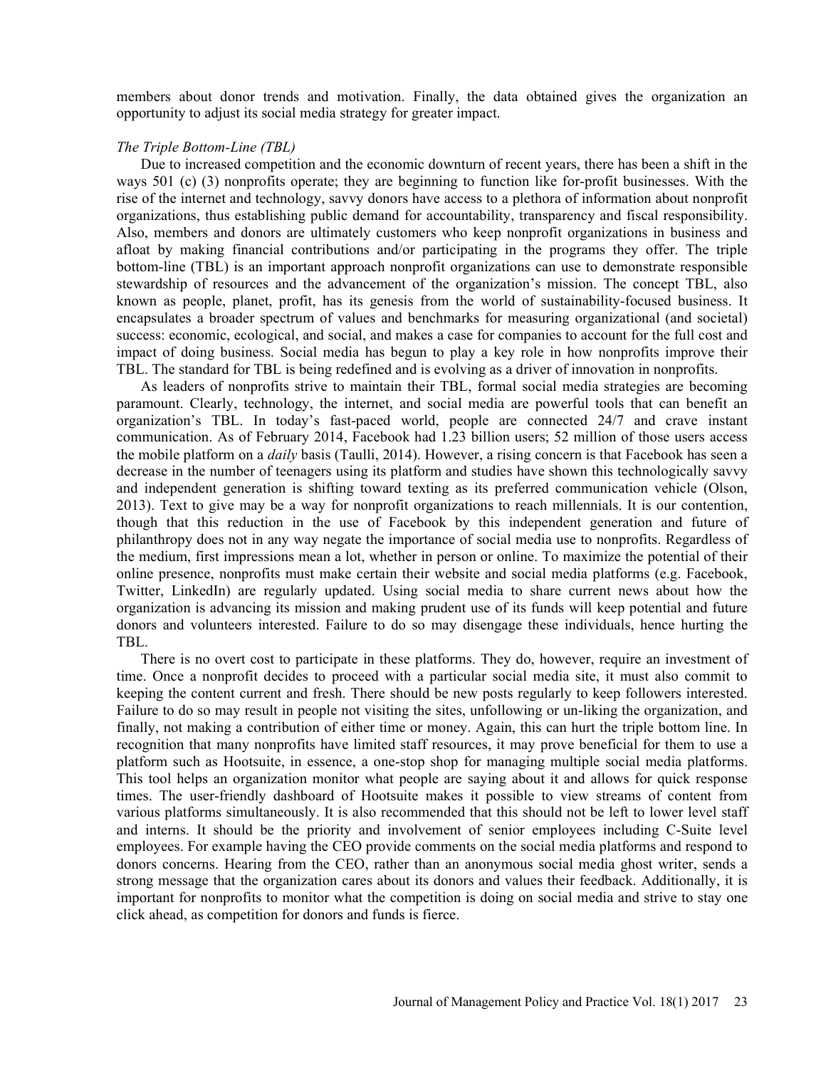members about donor trends and motivation. Finally, the data obtained gives the organization an opportunity to adjust its social media strategy for greater impact.

*The Triple Bottom-Line (TBL)*

Due to increased competition and the economic downturn of recent years, there has been a shift in the ways 501 (c) (3) nonprofits operate; they are beginning to function like for-profit businesses. With the rise of the internet and technology, savvy donors have access to a plethora of information about nonprofit organizations, thus establishing public demand for accountability, transparency and fiscal responsibility. Also, members and donors are ultimately customers who keep nonprofit organizations in business and afloat by making financial contributions and/or participating in the programs they offer. The triple bottom-line (TBL) is an important approach nonprofit organizations can use to demonstrate responsible stewardship of resources and the advancement of the organization's mission. The concept TBL, also known as people, planet, profit, has its genesis from the world of sustainability-focused business. It encapsulates a broader spectrum of values and benchmarks for measuring organizational (and societal) success: economic, ecological, and social, and makes a case for companies to account for the full cost and impact of doing business. Social media has begun to play a key role in how nonprofits improve their TBL. The standard for TBL is being redefined and is evolving as a driver of innovation in nonprofits.

As leaders of nonprofits strive to maintain their TBL, formal social media strategies are becoming paramount. Clearly, technology, the internet, and social media are powerful tools that can benefit an organization's TBL. In today's fast-paced world, people are connected 24/7 and crave instant communication. As of February 2014, Facebook had 1.23 billion users; 52 million of those users access the mobile platform on a *daily* basis (Taulli, 2014). However, a rising concern is that Facebook has seen a decrease in the number of teenagers using its platform and studies have shown this technologically savvy and independent generation is shifting toward texting as its preferred communication vehicle (Olson, 2013). Text to give may be a way for nonprofit organizations to reach millennials. It is our contention, though that this reduction in the use of Facebook by this independent generation and future of philanthropy does not in any way negate the importance of social media use to nonprofits. Regardless of the medium, first impressions mean a lot, whether in person or online. To maximize the potential of their online presence, nonprofits must make certain their website and social media platforms (e.g. Facebook, Twitter, LinkedIn) are regularly updated. Using social media to share current news about how the organization is advancing its mission and making prudent use of its funds will keep potential and future donors and volunteers interested. Failure to do so may disengage these individuals, hence hurting the TBL.

There is no overt cost to participate in these platforms. They do, however, require an investment of time. Once a nonprofit decides to proceed with a particular social media site, it must also commit to keeping the content current and fresh. There should be new posts regularly to keep followers interested. Failure to do so may result in people not visiting the sites, unfollowing or un-liking the organization, and finally, not making a contribution of either time or money. Again, this can hurt the triple bottom line. In recognition that many nonprofits have limited staff resources, it may prove beneficial for them to use a platform such as Hootsuite, in essence, a one-stop shop for managing multiple social media platforms. This tool helps an organization monitor what people are saying about it and allows for quick response times. The user-friendly dashboard of Hootsuite makes it possible to view streams of content from various platforms simultaneously. It is also recommended that this should not be left to lower level staff and interns. It should be the priority and involvement of senior employees including C-Suite level employees. For example having the CEO provide comments on the social media platforms and respond to donors concerns. Hearing from the CEO, rather than an anonymous social media ghost writer, sends a strong message that the organization cares about its donors and values their feedback. Additionally, it is important for nonprofits to monitor what the competition is doing on social media and strive to stay one click ahead, as competition for donors and funds is fierce.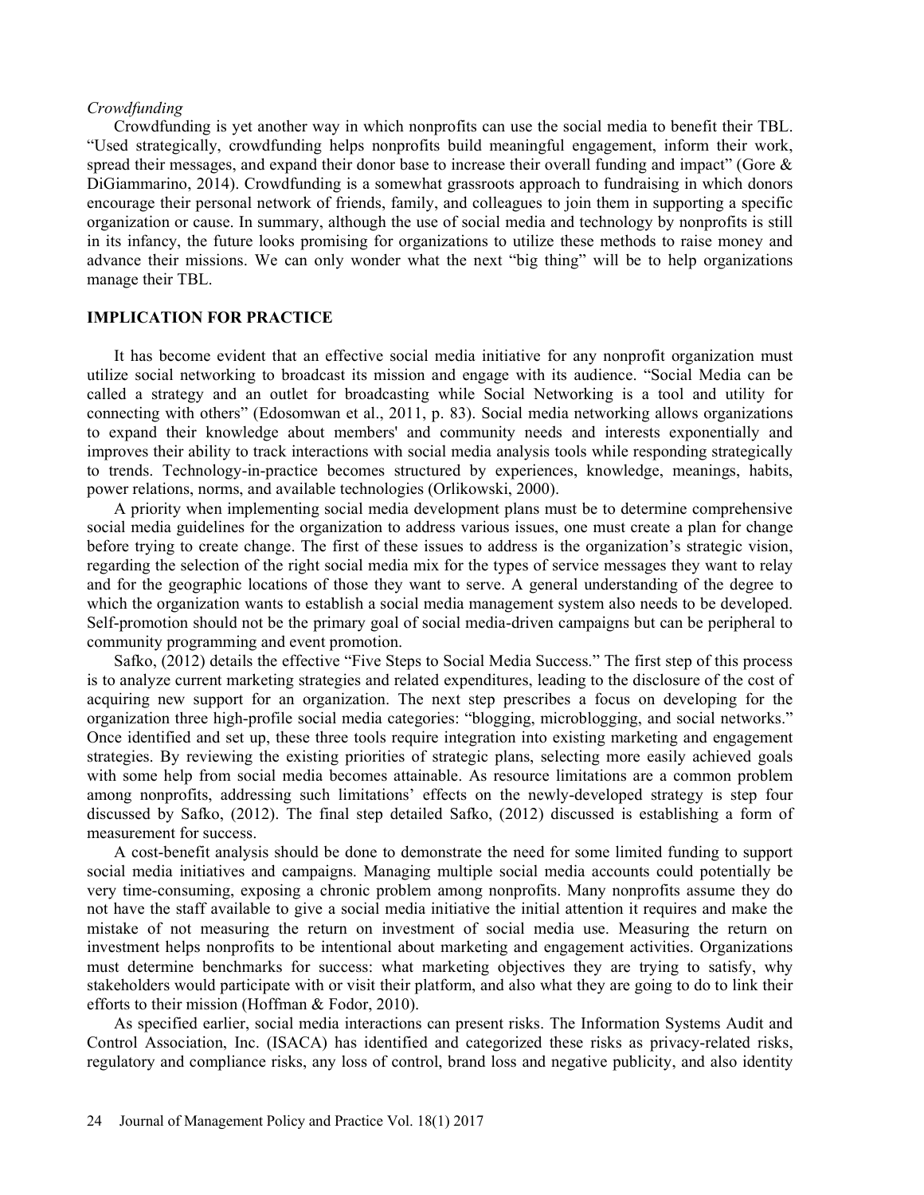*Crowdfunding*

Crowdfunding is yet another way in which nonprofits can use the social media to benefit their TBL. "Used strategically, crowdfunding helps nonprofits build meaningful engagement, inform their work, spread their messages, and expand their donor base to increase their overall funding and impact" (Gore & DiGiammarino, 2014). Crowdfunding is a somewhat grassroots approach to fundraising in which donors encourage their personal network of friends, family, and colleagues to join them in supporting a specific organization or cause. In summary, although the use of social media and technology by nonprofits is still in its infancy, the future looks promising for organizations to utilize these methods to raise money and advance their missions. We can only wonder what the next "big thing" will be to help organizations manage their TBL.

## IMPLICATION FOR PRACTICE

It has become evident that an effective social media initiative for any nonprofit organization must utilize social networking to broadcast its mission and engage with its audience. "Social Media can be called a strategy and an outlet for broadcasting while Social Networking is a tool and utility for connecting with others" (Edosomwan et al., 2011, p. 83). Social media networking allows organizations to expand their knowledge about members' and community needs and interests exponentially and improves their ability to track interactions with social media analysis tools while responding strategically to trends. Technology-in-practice becomes structured by experiences, knowledge, meanings, habits, power relations, norms, and available technologies (Orlikowski, 2000).

A priority when implementing social media development plans must be to determine comprehensive social media guidelines for the organization to address various issues, one must create a plan for change before trying to create change. The first of these issues to address is the organization's strategic vision, regarding the selection of the right social media mix for the types of service messages they want to relay and for the geographic locations of those they want to serve. A general understanding of the degree to which the organization wants to establish a social media management system also needs to be developed. Self-promotion should not be the primary goal of social media-driven campaigns but can be peripheral to community programming and event promotion.

Safko, (2012) details the effective "Five Steps to Social Media Success." The first step of this process is to analyze current marketing strategies and related expenditures, leading to the disclosure of the cost of acquiring new support for an organization. The next step prescribes a focus on developing for the organization three high-profile social media categories: "blogging, microblogging, and social networks." Once identified and set up, these three tools require integration into existing marketing and engagement strategies. By reviewing the existing priorities of strategic plans, selecting more easily achieved goals with some help from social media becomes attainable. As resource limitations are a common problem among nonprofits, addressing such limitations' effects on the newly-developed strategy is step four discussed by Safko, (2012). The final step detailed Safko, (2012) discussed is establishing a form of measurement for success.

A cost-benefit analysis should be done to demonstrate the need for some limited funding to support social media initiatives and campaigns. Managing multiple social media accounts could potentially be very time-consuming, exposing a chronic problem among nonprofits. Many nonprofits assume they do not have the staff available to give a social media initiative the initial attention it requires and make the mistake of not measuring the return on investment of social media use. Measuring the return on investment helps nonprofits to be intentional about marketing and engagement activities. Organizations must determine benchmarks for success: what marketing objectives they are trying to satisfy, why stakeholders would participate with or visit their platform, and also what they are going to do to link their efforts to their mission (Hoffman & Fodor, 2010).

As specified earlier, social media interactions can present risks. The Information Systems Audit and Control Association, Inc. (ISACA) has identified and categorized these risks as privacy-related risks, regulatory and compliance risks, any loss of control, brand loss and negative publicity, and also identity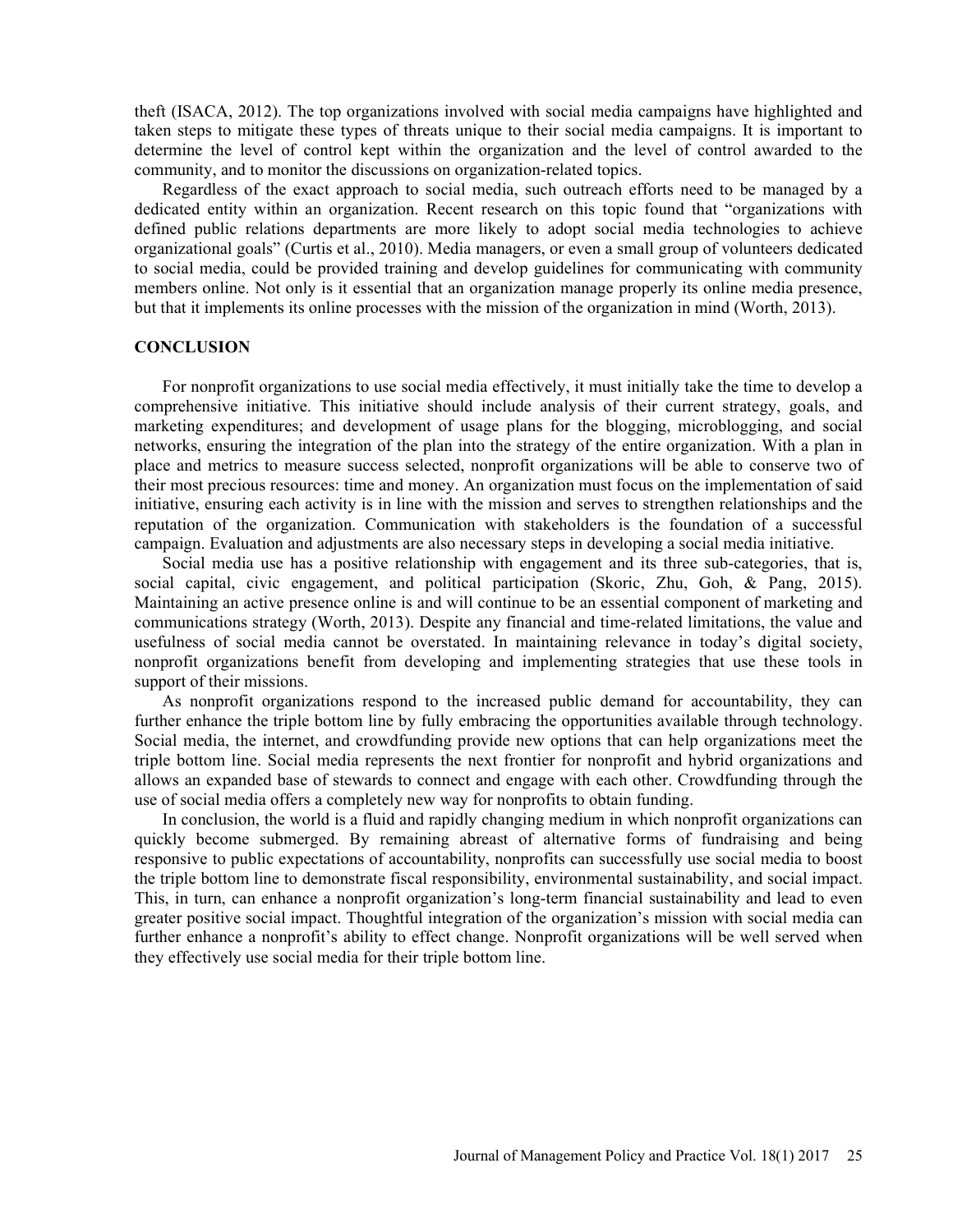theft (ISACA, 2012). The top organizations involved with social media campaigns have highlighted and taken steps to mitigate these types of threats unique to their social media campaigns. It is important to determine the level of control kept within the organization and the level of control awarded to the community, and to monitor the discussions on organization-related topics.

Regardless of the exact approach to social media, such outreach efforts need to be managed by a dedicated entity within an organization. Recent research on this topic found that "organizations with defined public relations departments are more likely to adopt social media technologies to achieve organizational goals" (Curtis et al., 2010). Media managers, or even a small group of volunteers dedicated to social media, could be provided training and develop guidelines for communicating with community members online. Not only is it essential that an organization manage properly its online media presence, but that it implements its online processes with the mission of the organization in mind (Worth, 2013).

## CONCLUSION

For nonprofit organizations to use social media effectively, it must initially take the time to develop a comprehensive initiative. This initiative should include analysis of their current strategy, goals, and marketing expenditures; and development of usage plans for the blogging, microblogging, and social networks, ensuring the integration of the plan into the strategy of the entire organization. With a plan in place and metrics to measure success selected, nonprofit organizations will be able to conserve two of their most precious resources: time and money. An organization must focus on the implementation of said initiative, ensuring each activity is in line with the mission and serves to strengthen relationships and the reputation of the organization. Communication with stakeholders is the foundation of a successful campaign. Evaluation and adjustments are also necessary steps in developing a social media initiative.

Social media use has a positive relationship with engagement and its three sub-categories, that is, social capital, civic engagement, and political participation (Skoric, Zhu, Goh, & Pang, 2015). Maintaining an active presence online is and will continue to be an essential component of marketing and communications strategy (Worth, 2013). Despite any financial and time-related limitations, the value and usefulness of social media cannot be overstated. In maintaining relevance in today's digital society, nonprofit organizations benefit from developing and implementing strategies that use these tools in support of their missions.

As nonprofit organizations respond to the increased public demand for accountability, they can further enhance the triple bottom line by fully embracing the opportunities available through technology. Social media, the internet, and crowdfunding provide new options that can help organizations meet the triple bottom line. Social media represents the next frontier for nonprofit and hybrid organizations and allows an expanded base of stewards to connect and engage with each other. Crowdfunding through the use of social media offers a completely new way for nonprofits to obtain funding.

In conclusion, the world is a fluid and rapidly changing medium in which nonprofit organizations can quickly become submerged. By remaining abreast of alternative forms of fundraising and being responsive to public expectations of accountability, nonprofits can successfully use social media to boost the triple bottom line to demonstrate fiscal responsibility, environmental sustainability, and social impact. This, in turn, can enhance a nonprofit organization's long-term financial sustainability and lead to even greater positive social impact. Thoughtful integration of the organization's mission with social media can further enhance a nonprofit's ability to effect change. Nonprofit organizations will be well served when they effectively use social media for their triple bottom line.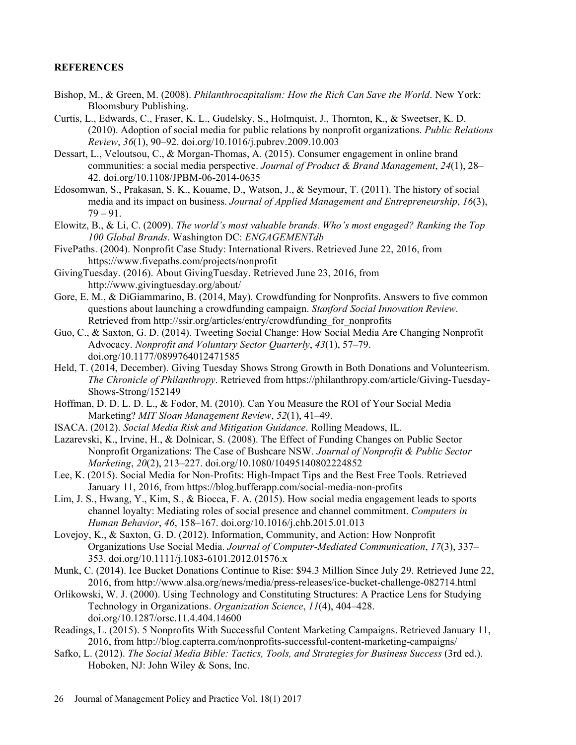## REFERENCES

Bishop, M., & Green, M. (2008). *Philanthrocapitalism: How the Rich Can Save the World*. New York: Bloomsbury Publishing.

Curtis, L., Edwards, C., Fraser, K. L., Gudelsky, S., Holmquist, J., Thornton, K., & Sweetser, K. D. (2010). Adoption of social media for public relations by nonprofit organizations. *Public Relations Review*, *36*(1), 90–92. doi.org/10.1016/j.pubrev.2009.10.003

Dessart, L., Veloutsou, C., & Morgan-Thomas, A. (2015). Consumer engagement in online brand communities: a social media perspective. *Journal of Product & Brand Management*, *24*(1), 28–42. doi.org/10.1108/JPBM-06-2014-0635

Edosomwan, S., Prakasan, S. K., Kouame, D., Watson, J., & Seymour, T. (2011). The history of social media and its impact on business. *Journal of Applied Management and Entrepreneurship*, *16*(3), 79 – 91.

Elowitz, B., & Li, C. (2009). *The world's most valuable brands. Who's most engaged? Ranking the Top 100 Global Brands*. Washington DC: *ENGAGEMENTdb*

FivePaths. (2004). Nonprofit Case Study: International Rivers. Retrieved June 22, 2016, from https://www.fivepaths.com/projects/nonprofit

GivingTuesday. (2016). About GivingTuesday. Retrieved June 23, 2016, from http://www.givingtuesday.org/about/

Gore, E. M., & DiGiammarino, B. (2014, May). Crowdfunding for Nonprofits. Answers to five common questions about launching a crowdfunding campaign. *Stanford Social Innovation Review*. Retrieved from http://ssir.org/articles/entry/crowdfunding_for_nonprofits

Guo, C., & Saxton, G. D. (2014). Tweeting Social Change: How Social Media Are Changing Nonprofit Advocacy. *Nonprofit and Voluntary Sector Quarterly*, *43*(1), 57–79. doi.org/10.1177/0899764012471585

Held, T. (2014, December). Giving Tuesday Shows Strong Growth in Both Donations and Volunteerism. *The Chronicle of Philanthropy*. Retrieved from https://philanthropy.com/article/Giving-Tuesday-Shows-Strong/152149

Hoffman, D. D. L. D. L., & Fodor, M. (2010). Can You Measure the ROI of Your Social Media Marketing? *MIT Sloan Management Review*, *52*(1), 41–49.

ISACA. (2012). *Social Media Risk and Mitigation Guidance*. Rolling Meadows, IL.

Lazarevski, K., Irvine, H., & Dolnicar, S. (2008). The Effect of Funding Changes on Public Sector Nonprofit Organizations: The Case of Bushcare NSW. *Journal of Nonprofit & Public Sector Marketing*, *20*(2), 213–227. doi.org/10.1080/10495140802224852

Lee, K. (2015). Social Media for Non-Profits: High-Impact Tips and the Best Free Tools. Retrieved January 11, 2016, from https://blog.bufferapp.com/social-media-non-profits

Lim, J. S., Hwang, Y., Kim, S., & Biocca, F. A. (2015). How social media engagement leads to sports channel loyalty: Mediating roles of social presence and channel commitment. *Computers in Human Behavior*, *46*, 158–167. doi.org/10.1016/j.chb.2015.01.013

Lovejoy, K., & Saxton, G. D. (2012). Information, Community, and Action: How Nonprofit Organizations Use Social Media. *Journal of Computer-Mediated Communication*, *17*(3), 337–353. doi.org/10.1111/j.1083-6101.2012.01576.x

Munk, C. (2014). Ice Bucket Donations Continue to Rise: $94.3 Million Since July 29. Retrieved June 22, 2016, from http://www.alsa.org/news/media/press-releases/ice-bucket-challenge-082714.html

Orlikowski, W. J. (2000). Using Technology and Constituting Structures: A Practice Lens for Studying Technology in Organizations. *Organization Science*, *11*(4), 404–428. doi.org/10.1287/orsc.11.4.404.14600

Readings, L. (2015). 5 Nonprofits With Successful Content Marketing Campaigns. Retrieved January 11, 2016, from http://blog.capterra.com/nonprofits-successful-content-marketing-campaigns/

Safko, L. (2012). *The Social Media Bible: Tactics, Tools, and Strategies for Business Success* (3rd ed.). Hoboken, NJ: John Wiley & Sons, Inc.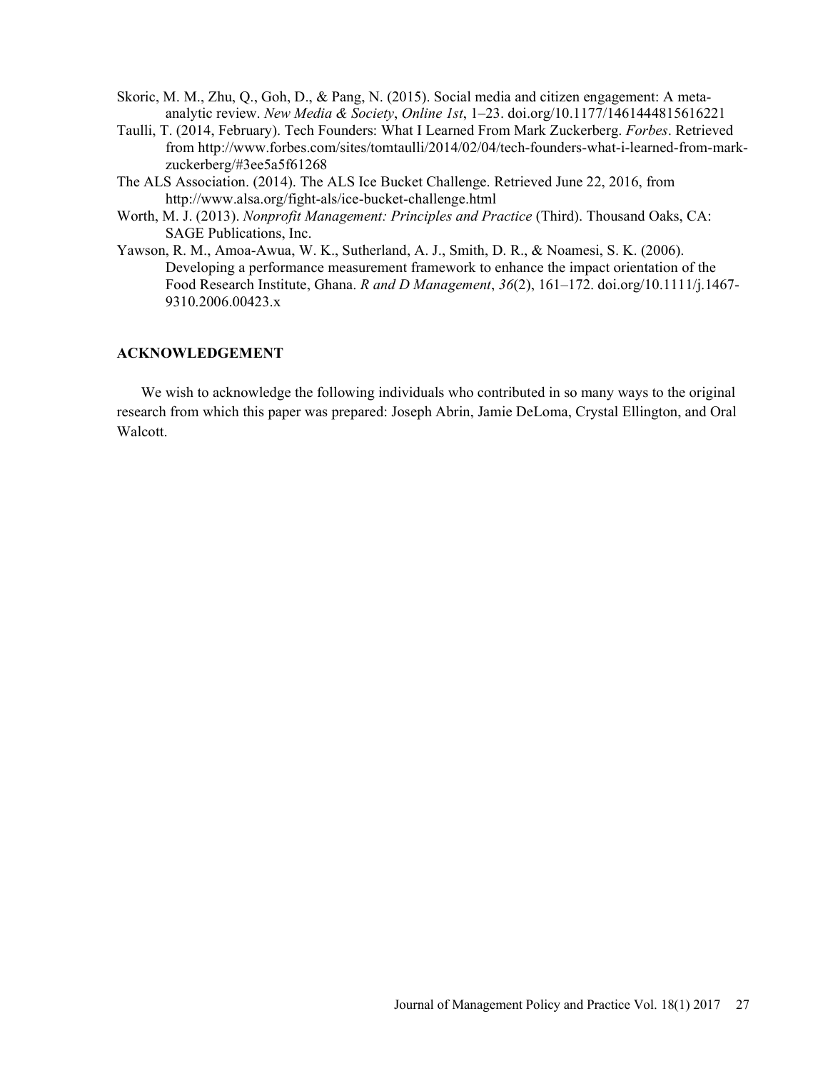Skoric, M. M., Zhu, Q., Goh, D., & Pang, N. (2015). Social media and citizen engagement: A meta-analytic review. *New Media & Society*, *Online 1st*, 1–23. doi.org/10.1177/1461444815616221

Taulli, T. (2014, February). Tech Founders: What I Learned From Mark Zuckerberg. *Forbes*. Retrieved from http://www.forbes.com/sites/tomtaulli/2014/02/04/tech-founders-what-i-learned-from-mark-zuckerberg/#3ee5a5f61268

The ALS Association. (2014). The ALS Ice Bucket Challenge. Retrieved June 22, 2016, from http://www.alsa.org/fight-als/ice-bucket-challenge.html

Worth, M. J. (2013). *Nonprofit Management: Principles and Practice* (Third). Thousand Oaks, CA: SAGE Publications, Inc.

Yawson, R. M., Amoa-Awua, W. K., Sutherland, A. J., Smith, D. R., & Noamesi, S. K. (2006). Developing a performance measurement framework to enhance the impact orientation of the Food Research Institute, Ghana. *R and D Management*, *36*(2), 161–172. doi.org/10.1111/j.1467-9310.2006.00423.x

## ACKNOWLEDGEMENT

We wish to acknowledge the following individuals who contributed in so many ways to the original research from which this paper was prepared: Joseph Abrin, Jamie DeLoma, Crystal Ellington, and Oral Walcott.